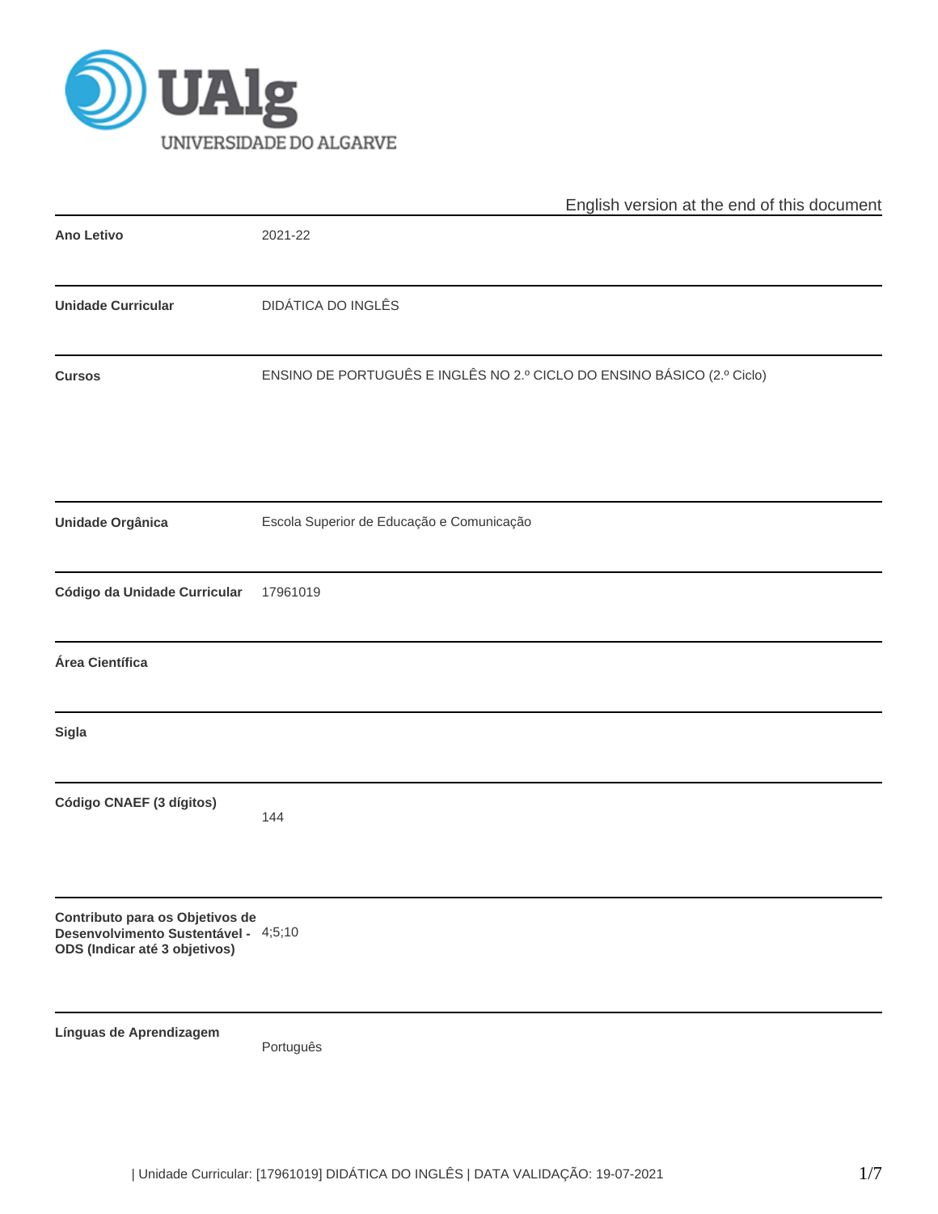English version at the end of this document

| | |
|---|---|
| **Ano Letivo** | 2021-22 |
| **Unidade Curricular** | DIDÁTICA DO INGLÊS |
| **Cursos** | ENSINO DE PORTUGUÊS E INGLÊS NO 2.º CICLO DO ENSINO BÁSICO (2.º Ciclo) |
| **Unidade Orgânica** | Escola Superior de Educação e Comunicação |
| **Código da Unidade Curricular** | 17961019 |
| **Área Científica** | |
| **Sigla** | |
| **Código CNAEF (3 dígitos)** | 144 |
| **Contributo para os Objetivos de Desenvolvimento Sustentável - ODS (Indicar até 3 objetivos)** | 4;5;10 |
| **Línguas de Aprendizagem** | Português |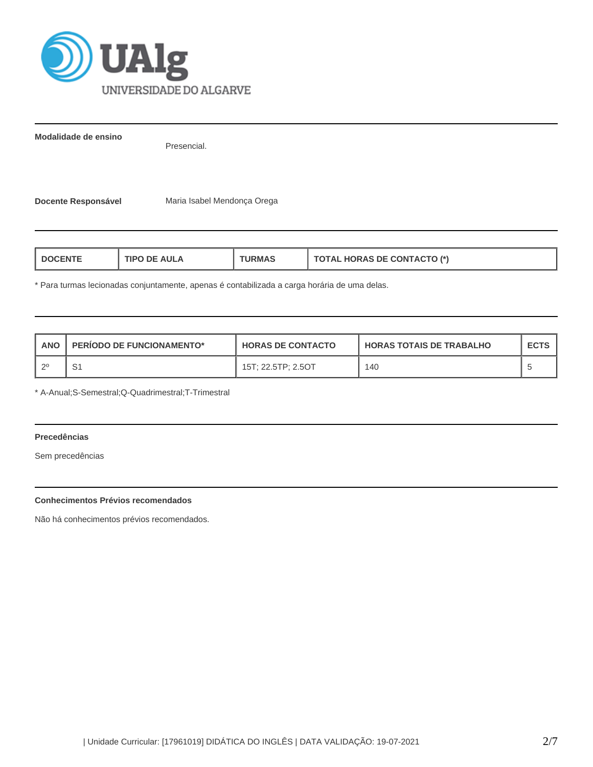**Modalidade de ensino**

Presencial.

**Docente Responsável**

Maria Isabel Mendonça Orega

| DOCENTE | TIPO DE AULA | TURMAS | TOTAL HORAS DE CONTACTO (*) |
|---|---|---|---|

* Para turmas lecionadas conjuntamente, apenas é contabilizada a carga horária de uma delas.

| ANO | PERÍODO DE FUNCIONAMENTO* | HORAS DE CONTACTO | HORAS TOTAIS DE TRABALHO | ECTS |
|---|---|---|---|---|
| 2º | S1 | 15T; 22.5TP; 2.5OT | 140 | 5 |

* A-Anual;S-Semestral;Q-Quadrimestral;T-Trimestral

**Precedências**

Sem precedências

**Conhecimentos Prévios recomendados**

Não há conhecimentos prévios recomendados.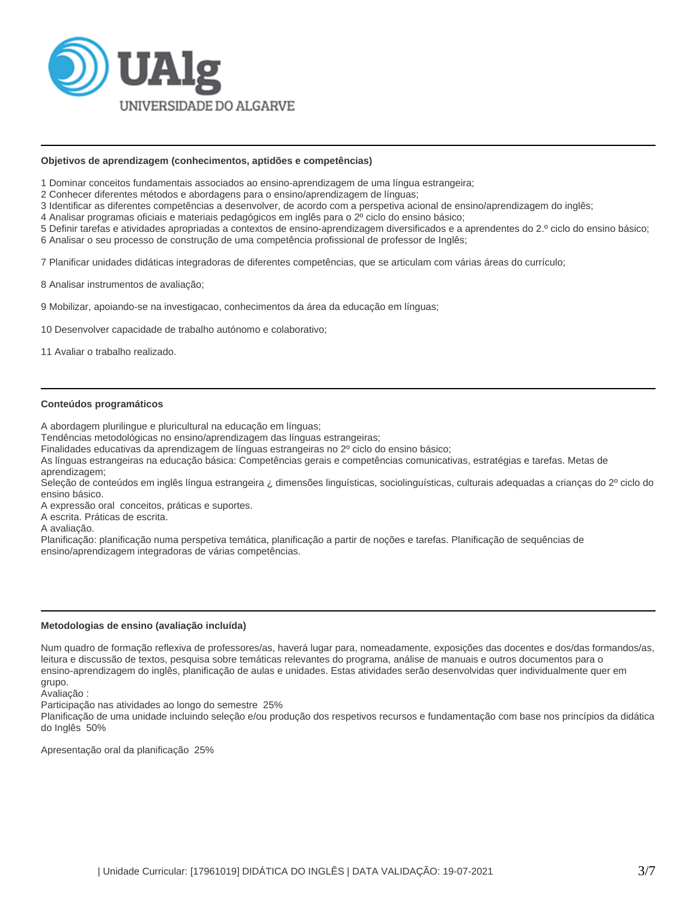### Objetivos de aprendizagem (conhecimentos, aptidões e competências)

1 Dominar conceitos fundamentais associados ao ensino-aprendizagem de uma língua estrangeira;
2 Conhecer diferentes métodos e abordagens para o ensino/aprendizagem de línguas;
3 Identificar as diferentes competências a desenvolver, de acordo com a perspetiva acional de ensino/aprendizagem do inglês;
4 Analisar programas oficiais e materiais pedagógicos em inglês para o 2º ciclo do ensino básico;
5 Definir tarefas e atividades apropriadas a contextos de ensino-aprendizagem diversificados e a aprendentes do 2.º ciclo do ensino básico;
6 Analisar o seu processo de construção de uma competência profissional de professor de Inglês;

7 Planificar unidades didáticas integradoras de diferentes competências, que se articulam com várias áreas do currículo;

8 Analisar instrumentos de avaliação;

9 Mobilizar, apoiando-se na investigacao, conhecimentos da área da educação em línguas;

10 Desenvolver capacidade de trabalho autónomo e colaborativo;

11 Avaliar o trabalho realizado.

### Conteúdos programáticos

A abordagem plurilingue e pluricultural na educação em línguas;
Tendências metodológicas no ensino/aprendizagem das línguas estrangeiras;
Finalidades educativas da aprendizagem de línguas estrangeiras no 2º ciclo do ensino básico;
As línguas estrangeiras na educação básica: Competências gerais e competências comunicativas, estratégias e tarefas. Metas de aprendizagem;
Seleção de conteúdos em inglês língua estrangeira ¿ dimensões linguísticas, sociolinguísticas, culturais adequadas a crianças do 2º ciclo do ensino básico.
A expressão oral conceitos, práticas e suportes.
A escrita. Práticas de escrita.
A avaliação.
Planificação: planificação numa perspetiva temática, planificação a partir de noções e tarefas. Planificação de sequências de ensino/aprendizagem integradoras de várias competências.

### Metodologias de ensino (avaliação incluída)

Num quadro de formação reflexiva de professores/as, haverá lugar para, nomeadamente, exposições das docentes e dos/das formandos/as, leitura e discussão de textos, pesquisa sobre temáticas relevantes do programa, análise de manuais e outros documentos para o ensino-aprendizagem do inglês, planificação de aulas e unidades. Estas atividades serão desenvolvidas quer individualmente quer em grupo.
Avaliação :
Participação nas atividades ao longo do semestre 25%
Planificação de uma unidade incluindo seleção e/ou produção dos respetivos recursos e fundamentação com base nos princípios da didática do Inglês 50%

Apresentação oral da planificação 25%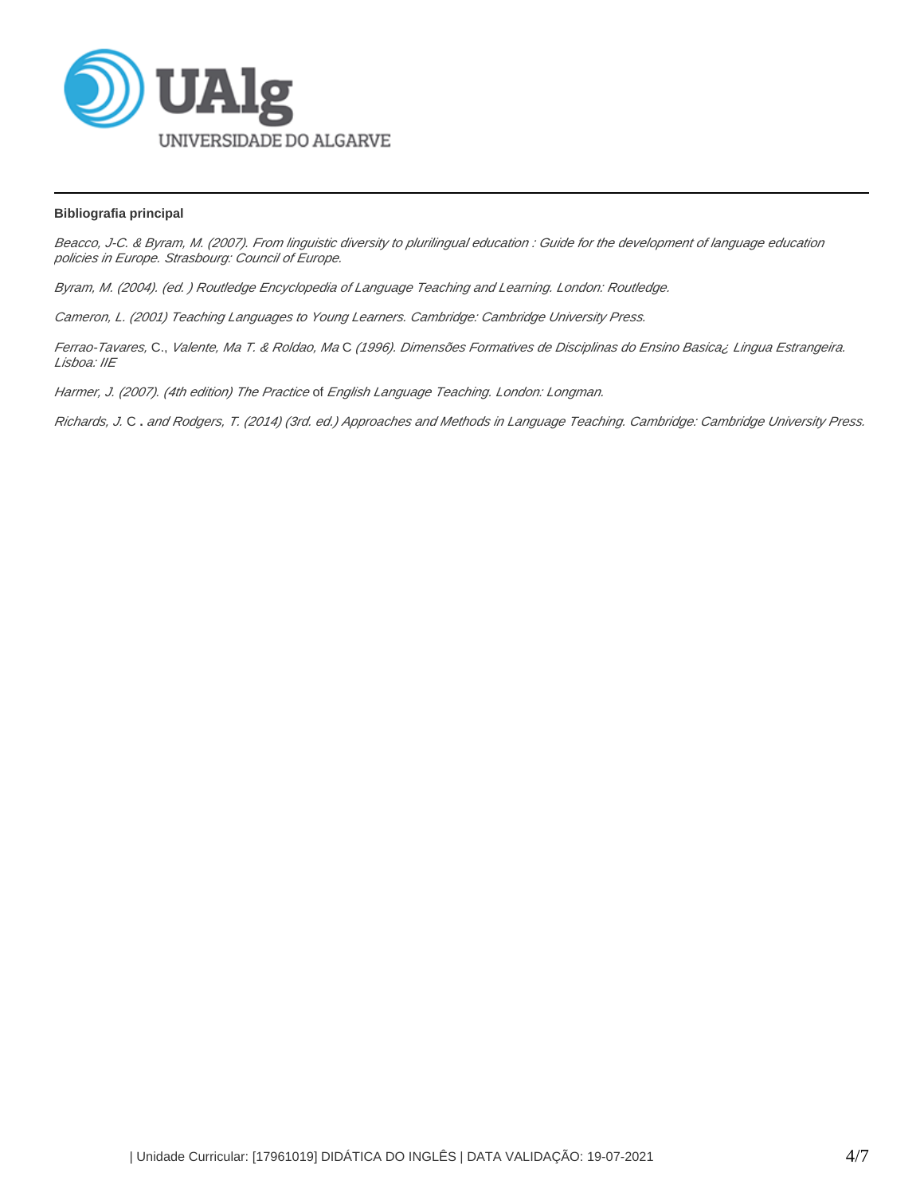**Bibliografia principal**

*Beacco, J-C. & Byram, M. (2007). From linguistic diversity to plurilingual education : Guide for the development of language education policies in Europe. Strasbourg: Council of Europe.*

*Byram, M. (2004). (ed. ) Routledge Encyclopedia of Language Teaching and Learning. London: Routledge.*

*Cameron, L. (2001) Teaching Languages to Young Learners. Cambridge: Cambridge University Press.*

*Ferrao-Tavares,* C., *Valente, Ma T. & Roldao, Ma* C *(1996). Dimensões Formatives de Disciplinas do Ensino Basica¿ Lingua Estrangeira. Lisboa: IIE*

*Harmer, J. (2007). (4th edition) The Practice* of *English Language Teaching. London: Longman.*

*Richards, J.* C **.** *and Rodgers, T. (2014) (3rd. ed.) Approaches and Methods in Language Teaching. Cambridge: Cambridge University Press.*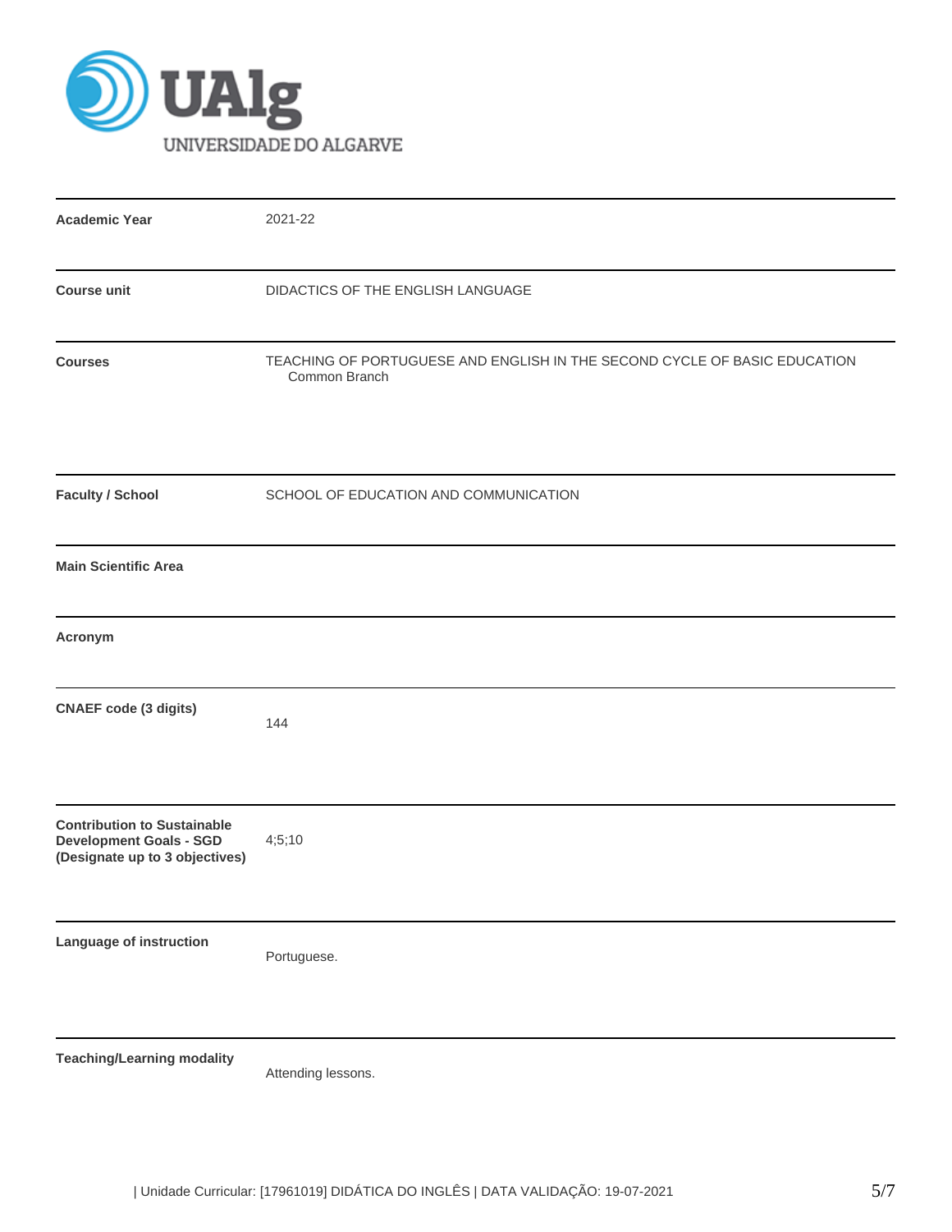UAlg
UNIVERSIDADE DO ALGARVE

| | |
|---|---|
| **Academic Year** | 2021-22 |
| **Course unit** | DIDACTICS OF THE ENGLISH LANGUAGE |
| **Courses** | TEACHING OF PORTUGUESE AND ENGLISH IN THE SECOND CYCLE OF BASIC EDUCATION<br>Common Branch |
| **Faculty / School** | SCHOOL OF EDUCATION AND COMMUNICATION |
| **Main Scientific Area** | |
| **Acronym** | |
| **CNAEF code (3 digits)** | 144 |
| **Contribution to Sustainable Development Goals - SGD (Designate up to 3 objectives)** | 4;5;10 |
| **Language of instruction** | Portuguese. |
| **Teaching/Learning modality** | Attending lessons. |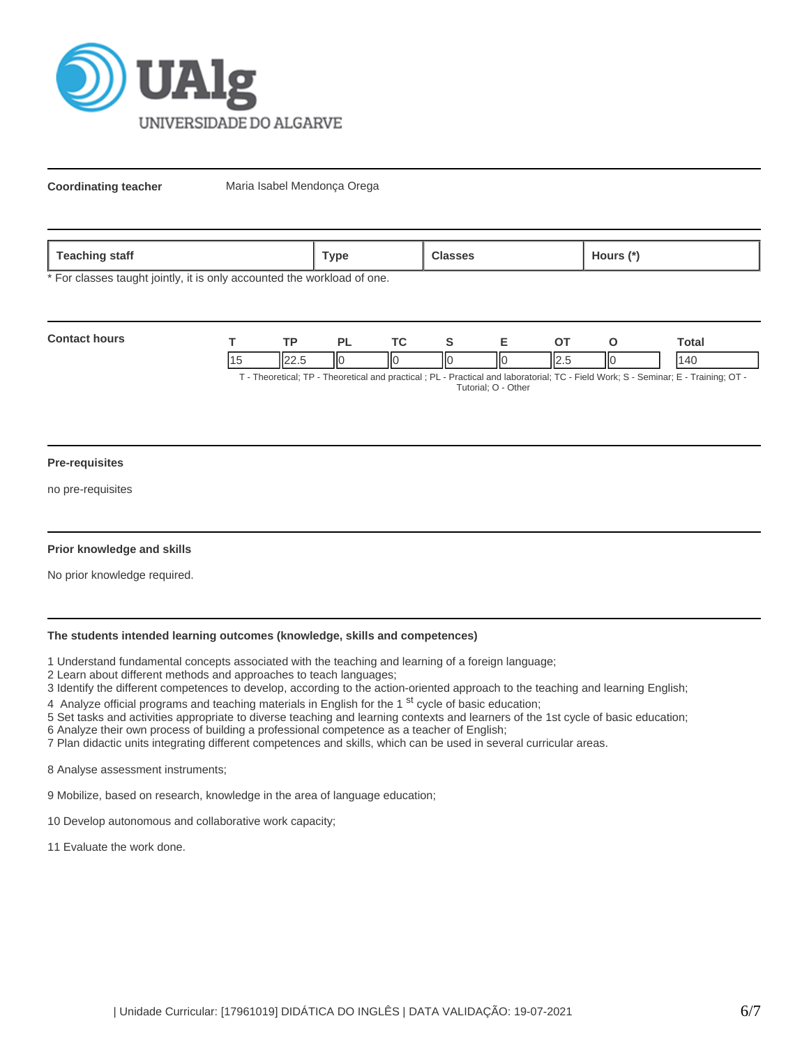**Coordinating teacher** Maria Isabel Mendonça Orega

| Teaching staff | Type | Classes | Hours (*) |
|---|---|---|---|

* For classes taught jointly, it is only accounted the workload of one.

**Contact hours**

| T | TP | PL | TC | S | E | OT | O | Total |
|---|---|---|---|---|---|---|---|---|
| 15 | 22.5 | 0 | 0 | 0 | 0 | 2.5 | 0 | 140 |

T - Theoretical; TP - Theoretical and practical ; PL - Practical and laboratorial; TC - Field Work; S - Seminar; E - Training; OT - Tutorial; O - Other

**Pre-requisites**

no pre-requisites

**Prior knowledge and skills**

No prior knowledge required.

**The students intended learning outcomes (knowledge, skills and competences)**

1 Understand fundamental concepts associated with the teaching and learning of a foreign language;
2 Learn about different methods and approaches to teach languages;
3 Identify the different competences to develop, according to the action-oriented approach to the teaching and learning English;
4 Analyze official programs and teaching materials in English for the 1 st cycle of basic education;
5 Set tasks and activities appropriate to diverse teaching and learning contexts and learners of the 1st cycle of basic education;
6 Analyze their own process of building a professional competence as a teacher of English;
7 Plan didactic units integrating different competences and skills, which can be used in several curricular areas.

8 Analyse assessment instruments;

9 Mobilize, based on research, knowledge in the area of language education;

10 Develop autonomous and collaborative work capacity;

11 Evaluate the work done.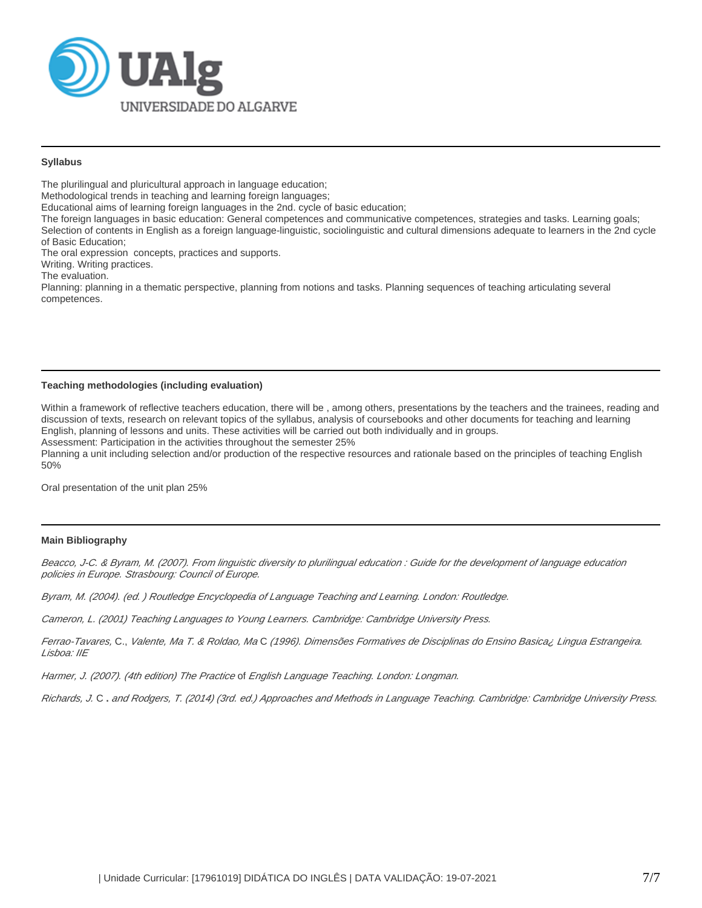### Syllabus

The plurilingual and pluricultural approach in language education;
Methodological trends in teaching and learning foreign languages;
Educational aims of learning foreign languages in the 2nd. cycle of basic education;
The foreign languages in basic education: General competences and communicative competences, strategies and tasks. Learning goals;
Selection of contents in English as a foreign language-linguistic, sociolinguistic and cultural dimensions adequate to learners in the 2nd cycle of Basic Education;
The oral expression concepts, practices and supports.
Writing. Writing practices.
The evaluation.
Planning: planning in a thematic perspective, planning from notions and tasks. Planning sequences of teaching articulating several competences.

### Teaching methodologies (including evaluation)

Within a framework of reflective teachers education, there will be , among others, presentations by the teachers and the trainees, reading and discussion of texts, research on relevant topics of the syllabus, analysis of coursebooks and other documents for teaching and learning English, planning of lessons and units. These activities will be carried out both individually and in groups.
Assessment: Participation in the activities throughout the semester 25%
Planning a unit including selection and/or production of the respective resources and rationale based on the principles of teaching English 50%

Oral presentation of the unit plan 25%

### Main Bibliography

*Beacco, J-C. & Byram, M. (2007). From linguistic diversity to plurilingual education : Guide for the development of language education policies in Europe. Strasbourg: Council of Europe.*

*Byram, M. (2004). (ed. ) Routledge Encyclopedia of Language Teaching and Learning. London: Routledge.*

*Cameron, L. (2001) Teaching Languages to Young Learners. Cambridge: Cambridge University Press.*

*Ferrao-Tavares,* C., *Valente, Ma T. & Roldao, Ma* C *(1996). Dimensões Formatives de Disciplinas do Ensino Basica¿ Lingua Estrangeira. Lisboa: IIE*

*Harmer, J. (2007). (4th edition) The Practice* of *English Language Teaching. London: Longman.*

*Richards, J.* C **.** *and Rodgers, T. (2014) (3rd. ed.) Approaches and Methods in Language Teaching. Cambridge: Cambridge University Press.*